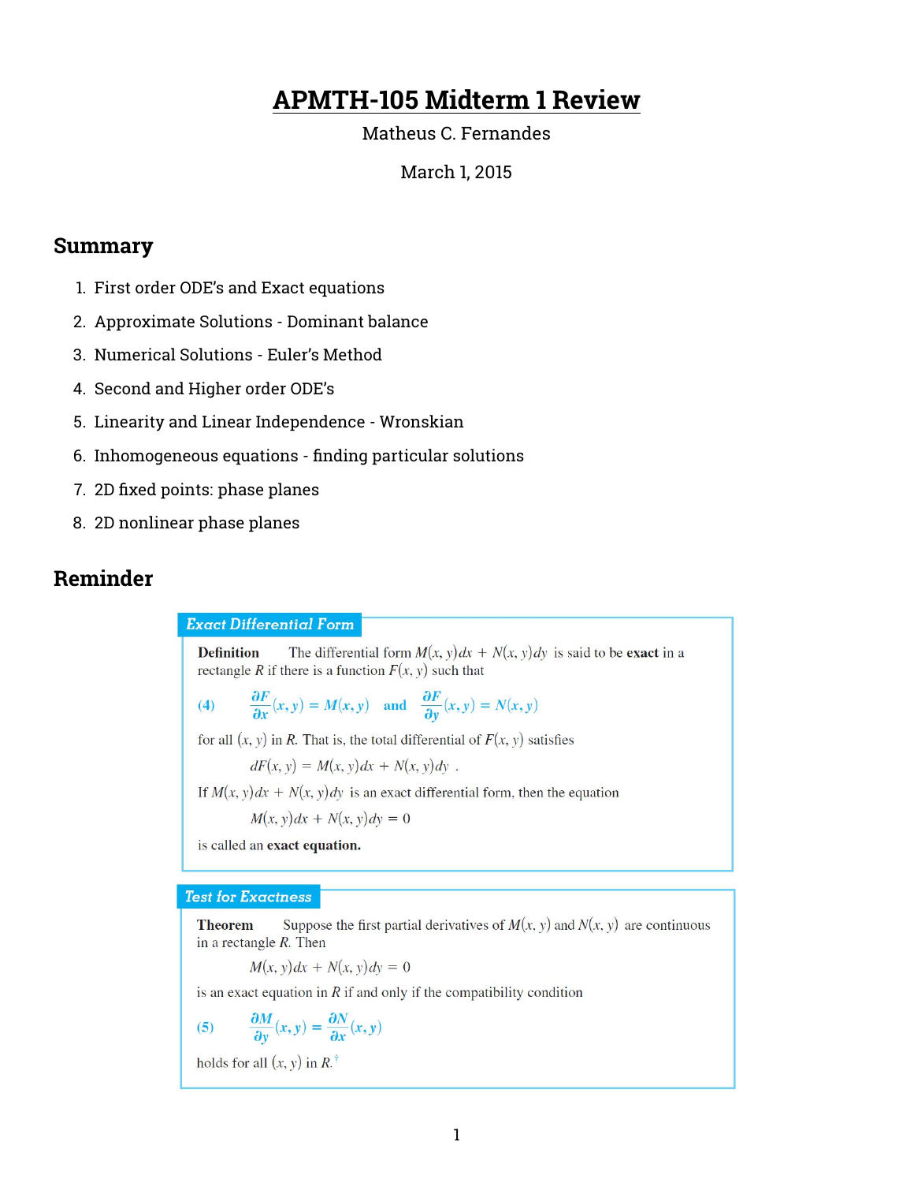# APMTH-105 Midterm 1 Review

Matheus C. Fernandes

March 1, 2015

## Summary

1. First order ODE's and Exact equations
2. Approximate Solutions - Dominant balance
3. Numerical Solutions - Euler's Method
4. Second and Higher order ODE's
5. Linearity and Linear Independence - Wronskian
6. Inhomogeneous equations - finding particular solutions
7. 2D fixed points: phase planes
8. 2D nonlinear phase planes

## Reminder

***Exact Differential Form***

**Definition** The differential form $M(x, y)dx + N(x, y)dy$ is said to be **exact** in a rectangle $R$ if there is a function $F(x, y)$ such that

$$\frac{\partial F}{\partial x}(x, y) = M(x, y) \quad \text{and} \quad \frac{\partial F}{\partial y}(x, y) = N(x, y) \tag{4}$$

for all $(x, y)$ in $R$. That is, the total differential of $F(x, y)$ satisfies

$$dF(x, y) = M(x, y)dx + N(x, y)dy .$$

If $M(x, y)dx + N(x, y)dy$ is an exact differential form, then the equation

$$M(x, y)dx + N(x, y)dy = 0$$

is called an **exact equation.**

***Test for Exactness***

**Theorem** Suppose the first partial derivatives of $M(x, y)$ and $N(x, y)$ are continuous in a rectangle $R$. Then

$$M(x, y)dx + N(x, y)dy = 0$$

is an exact equation in $R$ if and only if the compatibility condition

$$\frac{\partial M}{\partial y}(x, y) = \frac{\partial N}{\partial x}(x, y) \tag{5}$$

holds for all $(x, y)$ in $R$.[†]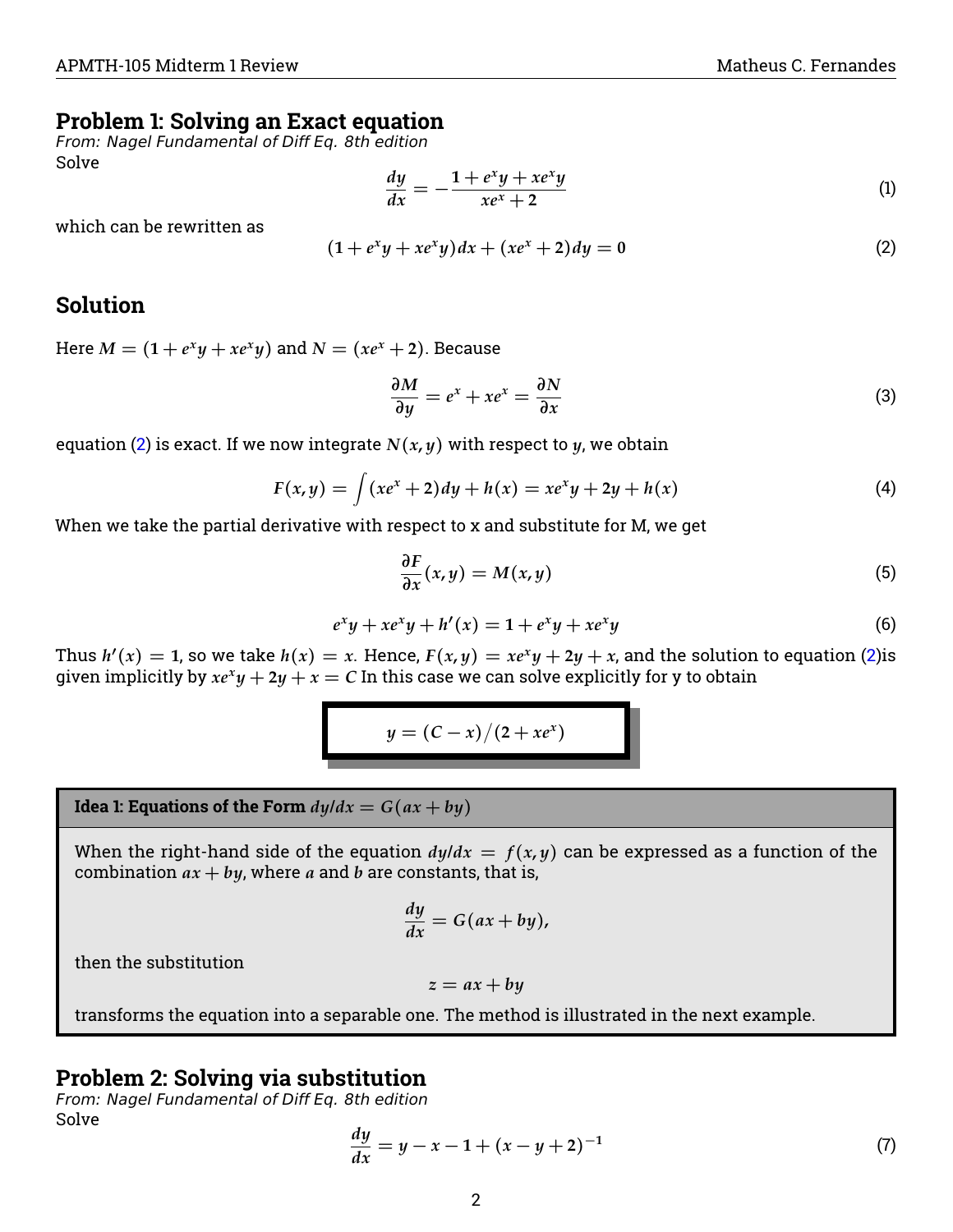## Problem 1: Solving an Exact equation

*From: Nagel Fundamental of Diff Eq. 8th edition*

Solve

$$\frac{dy}{dx} = -\frac{1 + e^x y + x e^x y}{x e^x + 2} \tag{1}$$

which can be rewritten as

$$(1 + e^x y + x e^x y)dx + (x e^x + 2)dy = 0 \tag{2}$$

## Solution

Here $M = (1 + e^x y + x e^x y)$ and $N = (x e^x + 2)$. Because

$$\frac{\partial M}{\partial y} = e^x + x e^x = \frac{\partial N}{\partial x} \tag{3}$$

equation (2) is exact. If we now integrate $N(x, y)$ with respect to $y$, we obtain

$$F(x,y) = \int (x e^x + 2) dy + h(x) = x e^x y + 2y + h(x) \tag{4}$$

When we take the partial derivative with respect to x and substitute for M, we get

$$\frac{\partial F}{\partial x}(x,y) = M(x,y) \tag{5}$$

$$e^x y + x e^x y + h'(x) = 1 + e^x y + x e^x y \tag{6}$$

Thus $h'(x) = 1$, so we take $h(x) = x$. Hence, $F(x,y) = x e^x y + 2y + x$, and the solution to equation (2)is given implicitly by $x e^x y + 2y + x = C$ In this case we can solve explicitly for y to obtain

$$\boxed{y = (C - x)/(2 + x e^x)}$$

**Idea 1: Equations of the Form $dy/dx = G(ax + by)$**

When the right-hand side of the equation $dy/dx = f(x,y)$ can be expressed as a function of the combination $ax + by$, where $a$ and $b$ are constants, that is,

$$\frac{dy}{dx} = G(ax + by),$$

then the substitution

$$z = ax + by$$

transforms the equation into a separable one. The method is illustrated in the next example.

## Problem 2: Solving via substitution

*From: Nagel Fundamental of Diff Eq. 8th edition*

Solve

$$\frac{dy}{dx} = y - x - 1 + (x - y + 2)^{-1} \tag{7}$$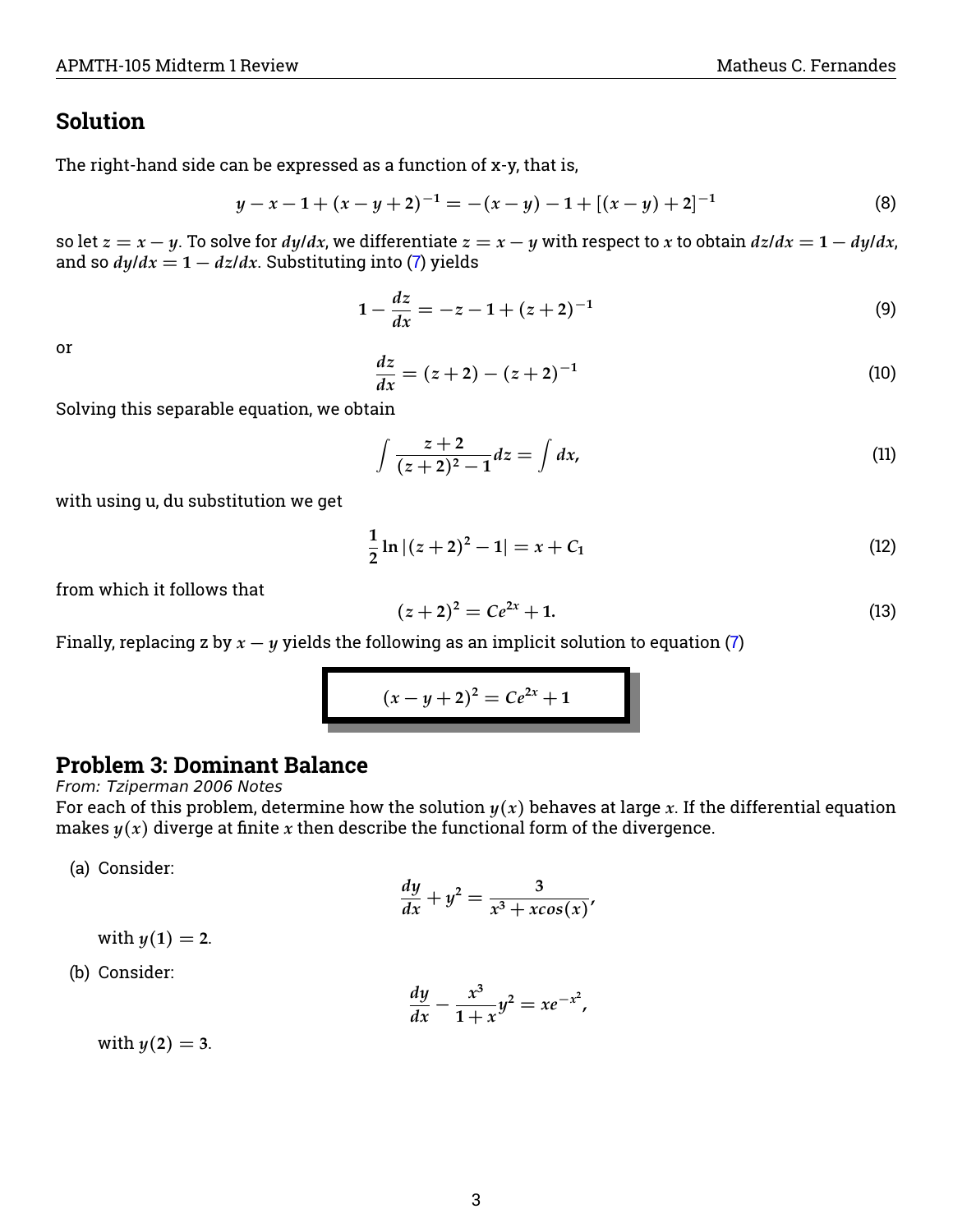## Solution

The right-hand side can be expressed as a function of x-y, that is,

$$y - x - 1 + (x - y + 2)^{-1} = -(x - y) - 1 + [(x - y) + 2]^{-1} \tag{8}$$

so let $z = x - y$. To solve for $dy/dx$, we differentiate $z = x - y$ with respect to $x$ to obtain $dz/dx = 1 - dy/dx$, and so $dy/dx = 1 - dz/dx$. Substituting into (7) yields

$$1 - \frac{dz}{dx} = -z - 1 + (z + 2)^{-1} \tag{9}$$

or

$$\frac{dz}{dx} = (z + 2) - (z + 2)^{-1} \tag{10}$$

Solving this separable equation, we obtain

$$\int \frac{z + 2}{(z + 2)^2 - 1} dz = \int dx, \tag{11}$$

with using u, du substitution we get

$$\frac{1}{2} \ln |(z + 2)^2 - 1| = x + C_1 \tag{12}$$

from which it follows that

$$(z + 2)^2 = Ce^{2x} + 1. \tag{13}$$

Finally, replacing z by $x - y$ yields the following as an implicit solution to equation (7)

$$\boxed{(x - y + 2)^2 = Ce^{2x} + 1}$$

## Problem 3: Dominant Balance

*From: Tziperman 2006 Notes*

For each of this problem, determine how the solution $y(x)$ behaves at large $x$. If the differential equation makes $y(x)$ diverge at finite $x$ then describe the functional form of the divergence.

(a) Consider:

$$\frac{dy}{dx} + y^2 = \frac{3}{x^3 + x\cos(x)},$$

with $y(1) = 2$.

(b) Consider:

$$\frac{dy}{dx} - \frac{x^3}{1 + x} y^2 = xe^{-x^2},$$

with $y(2) = 3$.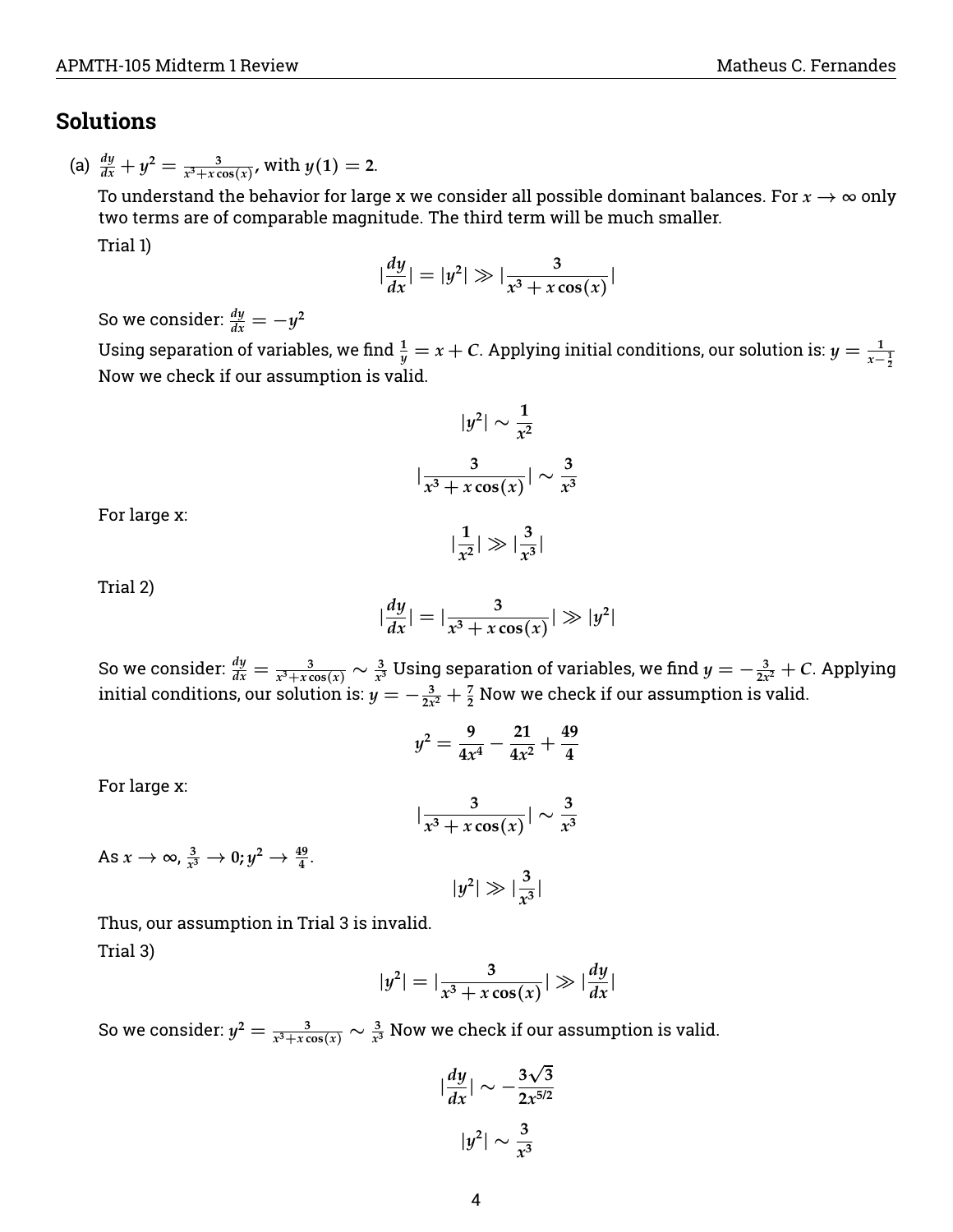## Solutions

(a) $\frac{dy}{dx} + y^2 = \frac{3}{x^3 + x\cos(x)}$, with $y(1) = 2$.

To understand the behavior for large x we consider all possible dominant balances. For $x \to \infty$ only two terms are of comparable magnitude. The third term will be much smaller.

Trial 1)

$$|\frac{dy}{dx}| = |y^2| \gg |\frac{3}{x^3 + x\cos(x)}|$$

So we consider: $\frac{dy}{dx} = -y^2$

Using separation of variables, we find $\frac{1}{y} = x + C$. Applying initial conditions, our solution is: $y = \frac{1}{x - \frac{1}{2}}$

Now we check if our assumption is valid.

$$|y^2| \sim \frac{1}{x^2}$$

$$|\frac{3}{x^3 + x\cos(x)}| \sim \frac{3}{x^3}$$

For large x:

$$|\frac{1}{x^2}| \gg |\frac{3}{x^3}|$$

Trial 2)

$$|\frac{dy}{dx}| = |\frac{3}{x^3 + x\cos(x)}| \gg |y^2|$$

So we consider: $\frac{dy}{dx} = \frac{3}{x^3 + x\cos(x)} \sim \frac{3}{x^3}$ Using separation of variables, we find $y = -\frac{3}{2x^2} + C$. Applying initial conditions, our solution is: $y = -\frac{3}{2x^2} + \frac{7}{2}$ Now we check if our assumption is valid.

$$y^2 = \frac{9}{4x^4} - \frac{21}{4x^2} + \frac{49}{4}$$

For large x:

$$|\frac{3}{x^3 + x\cos(x)}| \sim \frac{3}{x^3}$$

As $x \to \infty$, $\frac{3}{x^3} \to 0; y^2 \to \frac{49}{4}$.

$$|y^2| \gg |\frac{3}{x^3}|$$

Thus, our assumption in Trial 3 is invalid.

Trial 3)

$$|y^2| = |\frac{3}{x^3 + x\cos(x)}| \gg |\frac{dy}{dx}|$$

So we consider: $y^2 = \frac{3}{x^3 + x\cos(x)} \sim \frac{3}{x^3}$ Now we check if our assumption is valid.

$$|\frac{dy}{dx}| \sim -\frac{3\sqrt{3}}{2x^{5/2}}$$

$$|y^2| \sim \frac{3}{x^3}$$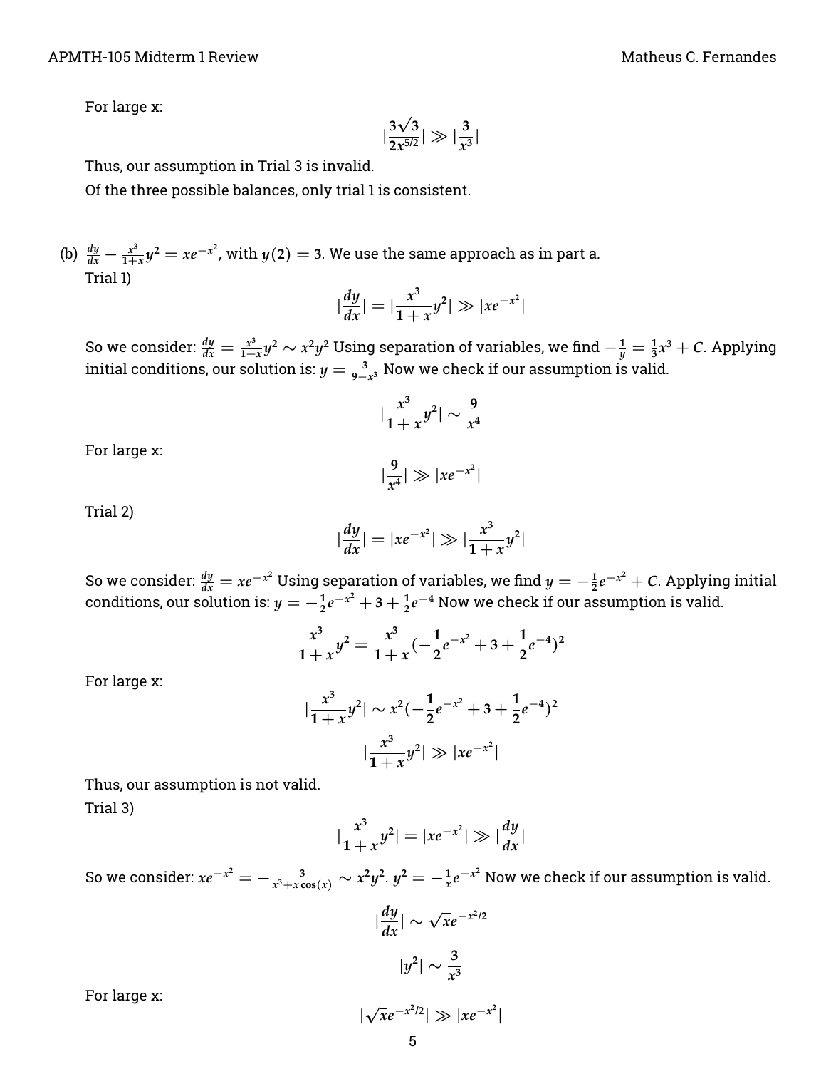For large x:

$$|\frac{3\sqrt{3}}{2x^{5/2}}| \gg |\frac{3}{x^3}|$$

Thus, our assumption in Trial 3 is invalid.

Of the three possible balances, only trial 1 is consistent.

(b) $\frac{dy}{dx} - \frac{x^3}{1+x}y^2 = xe^{-x^2}$, with $y(2) = 3$. We use the same approach as in part a.

Trial 1)

$$|\frac{dy}{dx}| = |\frac{x^3}{1+x}y^2| \gg |xe^{-x^2}|$$

So we consider: $\frac{dy}{dx} = \frac{x^3}{1+x}y^2 \sim x^2y^2$ Using separation of variables, we find $-\frac{1}{y} = \frac{1}{3}x^3 + C$. Applying initial conditions, our solution is: $y = \frac{3}{9-x^3}$ Now we check if our assumption is valid.

$$|\frac{x^3}{1+x}y^2| \sim \frac{9}{x^4}$$

For large x:

$$|\frac{9}{x^4}| \gg |xe^{-x^2}|$$

Trial 2)

$$|\frac{dy}{dx}| = |xe^{-x^2}| \gg |\frac{x^3}{1+x}y^2|$$

So we consider: $\frac{dy}{dx} = xe^{-x^2}$ Using separation of variables, we find $y = -\frac{1}{2}e^{-x^2} + C$. Applying initial conditions, our solution is: $y = -\frac{1}{2}e^{-x^2} + 3 + \frac{1}{2}e^{-4}$ Now we check if our assumption is valid.

$$\frac{x^3}{1+x}y^2 = \frac{x^3}{1+x}(-\frac{1}{2}e^{-x^2} + 3 + \frac{1}{2}e^{-4})^2$$

For large x:

$$|\frac{x^3}{1+x}y^2| \sim x^2(-\frac{1}{2}e^{-x^2} + 3 + \frac{1}{2}e^{-4})^2$$

$$|\frac{x^3}{1+x}y^2| \gg |xe^{-x^2}|$$

Thus, our assumption is not valid.

Trial 3)

$$|\frac{x^3}{1+x}y^2| = |xe^{-x^2}| \gg |\frac{dy}{dx}|$$

So we consider: $xe^{-x^2} = -\frac{3}{x^3+x\cos(x)} \sim x^2y^2$. $y^2 = -\frac{1}{x}e^{-x^2}$ Now we check if our assumption is valid.

$$|\frac{dy}{dx}| \sim \sqrt{x}e^{-x^2/2}$$

$$|y^2| \sim \frac{3}{x^3}$$

For large x:

$$|\sqrt{x}e^{-x^2/2}| \gg |xe^{-x^2}|$$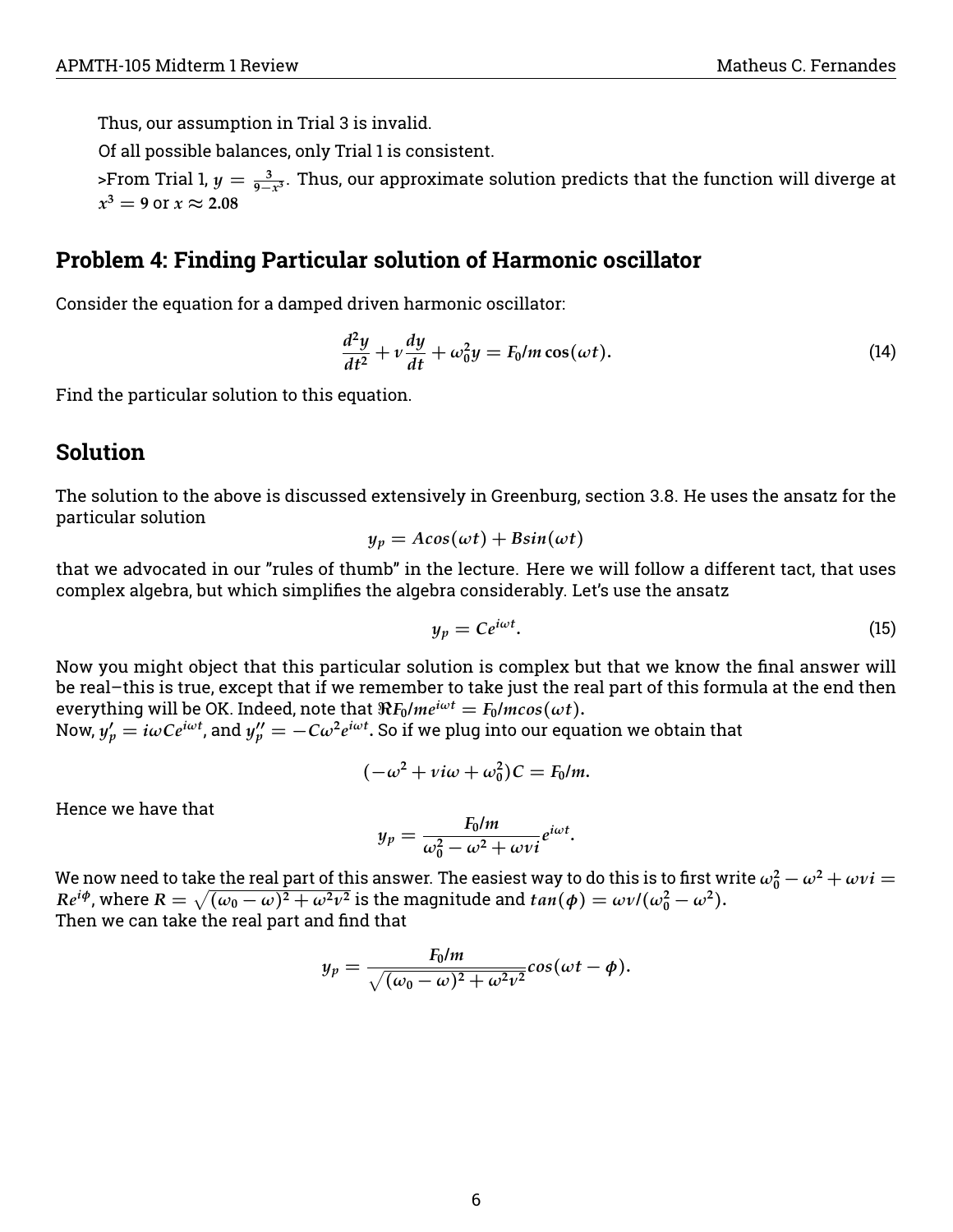Thus, our assumption in Trial 3 is invalid.

Of all possible balances, only Trial 1 is consistent.

>From Trial 1, $y = \frac{3}{9-x^3}$. Thus, our approximate solution predicts that the function will diverge at $x^3 = 9$ or $x \approx 2.08$

## Problem 4: Finding Particular solution of Harmonic oscillator

Consider the equation for a damped driven harmonic oscillator:

$$\frac{d^2y}{dt^2} + \nu \frac{dy}{dt} + \omega_0^2 y = F_0/m \cos(\omega t). \tag{14}$$

Find the particular solution to this equation.

## Solution

The solution to the above is discussed extensively in Greenburg, section 3.8. He uses the ansatz for the particular solution

$$y_p = Acos(\omega t) + Bsin(\omega t)$$

that we advocated in our "rules of thumb" in the lecture. Here we will follow a different tact, that uses complex algebra, but which simplifies the algebra considerably. Let's use the ansatz

$$y_p = Ce^{i\omega t}. \tag{15}$$

Now you might object that this particular solution is complex but that we know the final answer will be real–this is true, except that if we remember to take just the real part of this formula at the end then everything will be OK. Indeed, note that $\Re F_0/me^{i\omega t} = F_0/mcos(\omega t)$.
Now, $y_p' = i\omega Ce^{i\omega t}$, and $y_p'' = -C\omega^2 e^{i\omega t}$. So if we plug into our equation we obtain that

$$(-\omega^2 + \nu i\omega + \omega_0^2)C = F_0/m.$$

Hence we have that

$$y_p = \frac{F_0/m}{\omega_0^2 - \omega^2 + \omega\nu i} e^{i\omega t}.$$

We now need to take the real part of this answer. The easiest way to do this is to first write $\omega_0^2 - \omega^2 + \omega\nu i = Re^{i\phi}$, where $R = \sqrt{(\omega_0 - \omega)^2 + \omega^2\nu^2}$ is the magnitude and $tan(\phi) = \omega\nu/(\omega_0^2 - \omega^2)$.
Then we can take the real part and find that

$$y_p = \frac{F_0/m}{\sqrt{(\omega_0 - \omega)^2 + \omega^2\nu^2}} cos(\omega t - \phi).$$